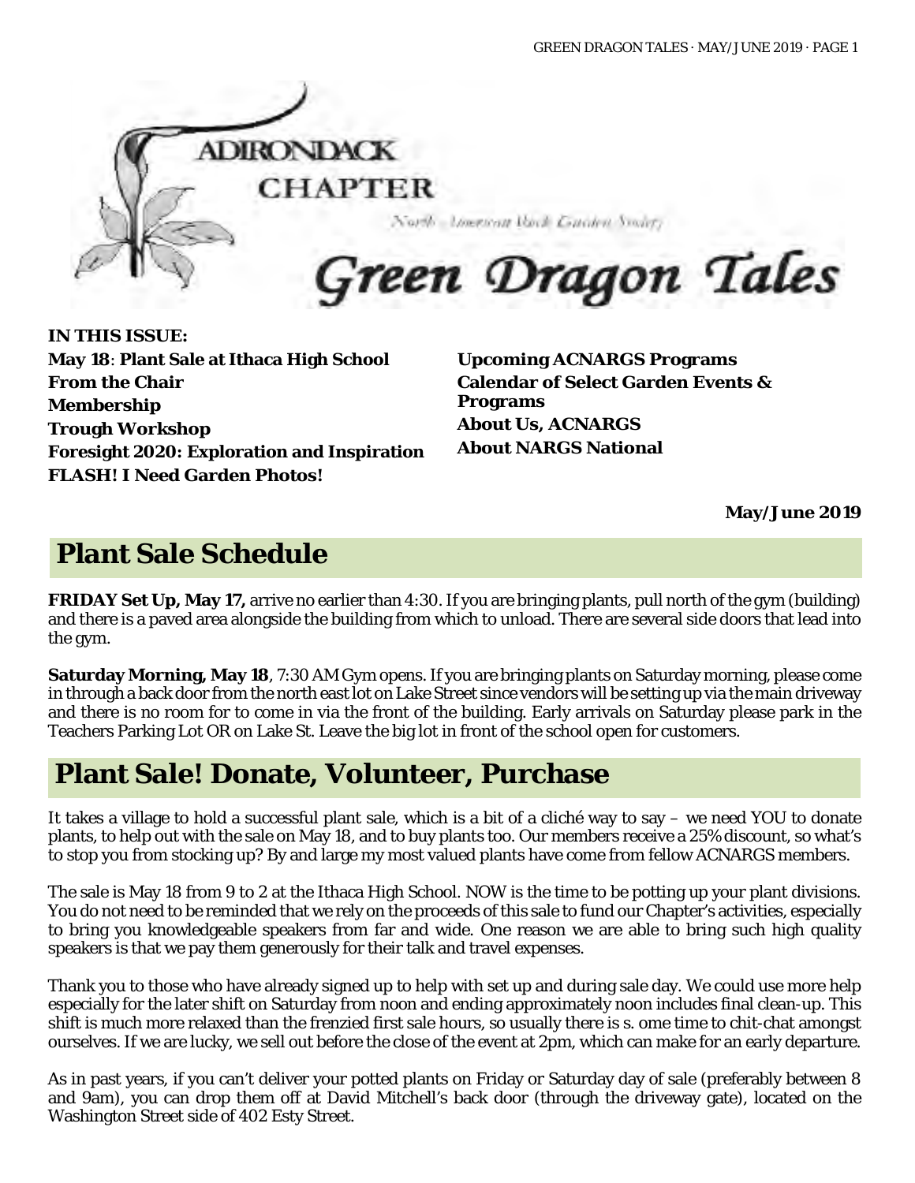# Adirondack Chapter

North American Rock Garden Society

# Green Dragon Tales

**IN THIS ISSUE:**

**May 18**: **Plant Sale at Ithaca High School**
**From the Chair**
**Membership**
**Trough Workshop**
**Foresight 2020: Exploration and Inspiration**
**FLASH! I Need Garden Photos!**
**Upcoming ACNARGS Programs**
**Calendar of Select Garden Events & Programs**
**About Us, ACNARGS**
**About NARGS National**

**May/June 2019**

## Plant Sale Schedule

**FRIDAY Set Up, May 17,** arrive no earlier than 4:30. If you are bringing plants, pull north of the gym (building) and there is a paved area alongside the building from which to unload. There are several side doors that lead into the gym.

**Saturday Morning, May 18**, 7:30 AM Gym opens. If you are bringing plants on Saturday morning, please come in through a back door from the north east lot on Lake Street since vendors will be setting up via the main driveway and there is no room for to come in via the front of the building. Early arrivals on Saturday please park in the Teachers Parking Lot OR on Lake St. Leave the big lot in front of the school open for customers.

## Plant Sale! Donate, Volunteer, Purchase

It takes a village to hold a successful plant sale, which is a bit of a cliché way to say – we need YOU to donate plants, to help out with the sale on May 18, and to buy plants too. Our members receive a 25% discount, so what's to stop you from stocking up? By and large my most valued plants have come from fellow ACNARGS members.

The sale is May 18 from 9 to 2 at the Ithaca High School. NOW is the time to be potting up your plant divisions. You do not need to be reminded that we rely on the proceeds of this sale to fund our Chapter's activities, especially to bring you knowledgeable speakers from far and wide. One reason we are able to bring such high quality speakers is that we pay them generously for their talk and travel expenses.

Thank you to those who have already signed up to help with set up and during sale day. We could use more help especially for the later shift on Saturday from noon and ending approximately noon includes final clean-up. This shift is much more relaxed than the frenzied first sale hours, so usually there is s. ome time to chit-chat amongst ourselves. If we are lucky, we sell out before the close of the event at 2pm, which can make for an early departure.

As in past years, if you can't deliver your potted plants on Friday or Saturday day of sale (preferably between 8 and 9am), you can drop them off at David Mitchell's back door (through the driveway gate), located on the Washington Street side of 402 Esty Street.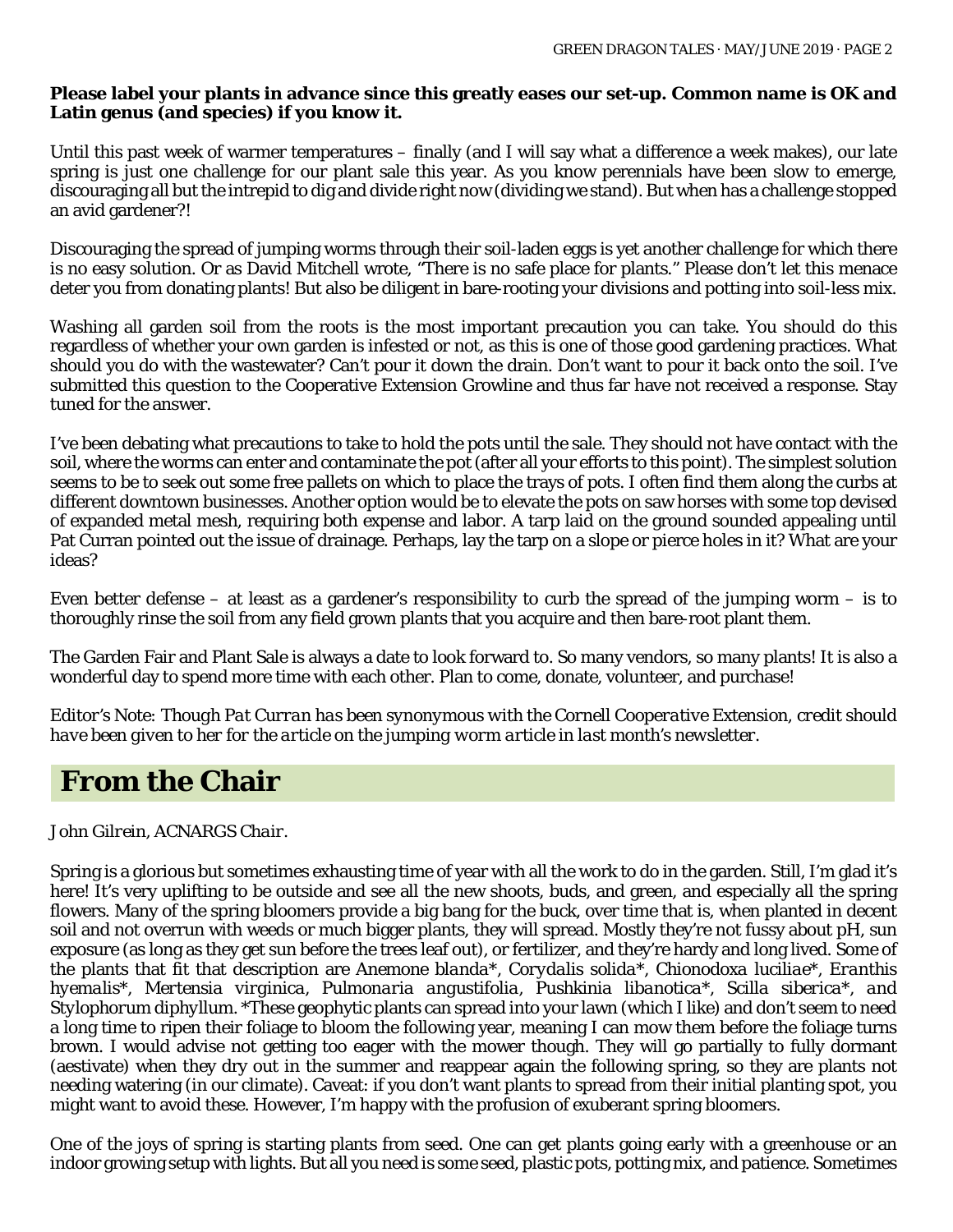**Please label your plants in advance since this greatly eases our set-up. Common name is OK and Latin genus (and species) if you know it.**

Until this past week of warmer temperatures – finally (and I will say what a difference a week makes), our late spring is just one challenge for our plant sale this year. As you know perennials have been slow to emerge, discouraging all but the intrepid to dig and divide right now (dividing we stand). But when has a challenge stopped an avid gardener?!

Discouraging the spread of jumping worms through their soil-laden eggs is yet another challenge for which there is no easy solution. Or as David Mitchell wrote, "There is no safe place for plants." Please don't let this menace deter you from donating plants! But also be diligent in bare-rooting your divisions and potting into soil-less mix.

Washing all garden soil from the roots is the most important precaution you can take. You should do this regardless of whether your own garden is infested or not, as this is one of those good gardening practices. What should you do with the wastewater? Can't pour it down the drain. Don't want to pour it back onto the soil. I've submitted this question to the Cooperative Extension Growline and thus far have not received a response. Stay tuned for the answer.

I've been debating what precautions to take to hold the pots until the sale. They should not have contact with the soil, where the worms can enter and contaminate the pot (after all your efforts to this point). The simplest solution seems to be to seek out some free pallets on which to place the trays of pots. I often find them along the curbs at different downtown businesses. Another option would be to elevate the pots on saw horses with some top devised of expanded metal mesh, requiring both expense and labor. A tarp laid on the ground sounded appealing until Pat Curran pointed out the issue of drainage. Perhaps, lay the tarp on a slope or pierce holes in it? What are your ideas?

Even better defense – at least as a gardener's responsibility to curb the spread of the jumping worm – is to thoroughly rinse the soil from any field grown plants that you acquire and then bare-root plant them.

The Garden Fair and Plant Sale is always a date to look forward to. So many vendors, so many plants! It is also a wonderful day to spend more time with each other. Plan to come, donate, volunteer, and purchase!

*Editor's Note: Though Pat Curran has been synonymous with the Cornell Cooperative Extension, credit should have been given to her for the article on the jumping worm article in last month's newsletter.*

## From the Chair

*John Gilrein, ACNARGS Chair.*

Spring is a glorious but sometimes exhausting time of year with all the work to do in the garden. Still, I'm glad it's here! It's very uplifting to be outside and see all the new shoots, buds, and green, and especially all the spring flowers. Many of the spring bloomers provide a big bang for the buck, over time that is, when planted in decent soil and not overrun with weeds or much bigger plants, they will spread. Mostly they're not fussy about pH, sun exposure (as long as they get sun before the trees leaf out), or fertilizer, and they're hardy and long lived. Some of the plants that fit that description are *Anemone blanda*\*, *Corydalis solida*\*, *Chionodoxa luciliae*\*, *Eranthis hyemalis*\*, *Mertensia virginica*, *Pulmonaria angustifolia*, *Pushkinia libanotica*\*, *Scilla siberica*\*, and *Stylophorum diphyllum*. \*These geophytic plants can spread into your lawn (which I like) and don't seem to need a long time to ripen their foliage to bloom the following year, meaning I can mow them before the foliage turns brown. I would advise not getting too eager with the mower though. They will go partially to fully dormant (aestivate) when they dry out in the summer and reappear again the following spring, so they are plants not needing watering (in our climate). Caveat: if you don't want plants to spread from their initial planting spot, you might want to avoid these. However, I'm happy with the profusion of exuberant spring bloomers.

One of the joys of spring is starting plants from seed. One can get plants going early with a greenhouse or an indoor growing setup with lights. But all you need is some seed, plastic pots, potting mix, and patience. Sometimes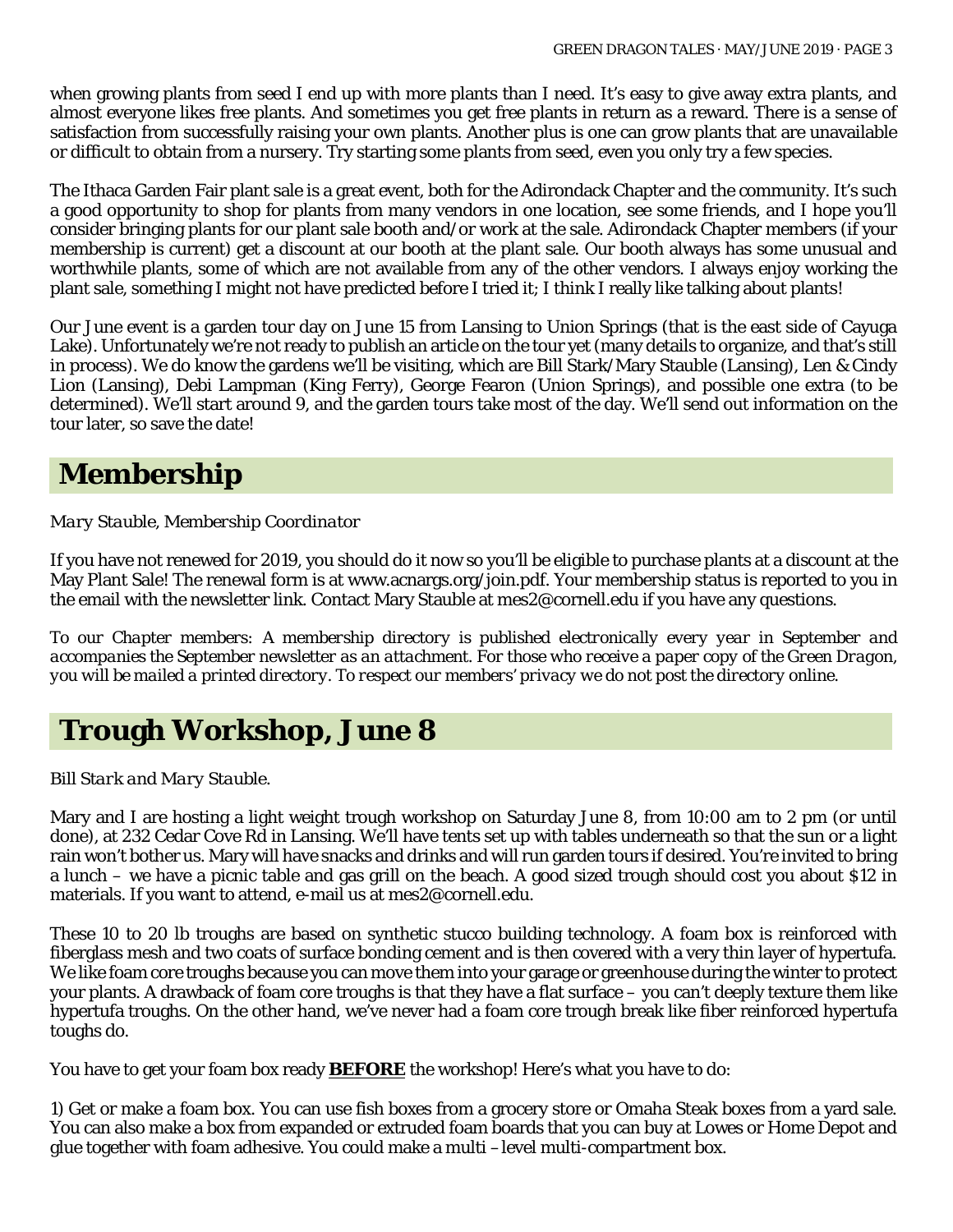when growing plants from seed I end up with more plants than I need. It's easy to give away extra plants, and almost everyone likes free plants. And sometimes you get free plants in return as a reward. There is a sense of satisfaction from successfully raising your own plants. Another plus is one can grow plants that are unavailable or difficult to obtain from a nursery. Try starting some plants from seed, even you only try a few species.

The Ithaca Garden Fair plant sale is a great event, both for the Adirondack Chapter and the community. It's such a good opportunity to shop for plants from many vendors in one location, see some friends, and I hope you'll consider bringing plants for our plant sale booth and/or work at the sale. Adirondack Chapter members (if your membership is current) get a discount at our booth at the plant sale. Our booth always has some unusual and worthwhile plants, some of which are not available from any of the other vendors. I always enjoy working the plant sale, something I might not have predicted before I tried it; I think I really like talking about plants!

Our June event is a garden tour day on June 15 from Lansing to Union Springs (that is the east side of Cayuga Lake). Unfortunately we're not ready to publish an article on the tour yet (many details to organize, and that's still in process). We do know the gardens we'll be visiting, which are Bill Stark/Mary Stauble (Lansing), Len & Cindy Lion (Lansing), Debi Lampman (King Ferry), George Fearon (Union Springs), and possible one extra (to be determined). We'll start around 9, and the garden tours take most of the day. We'll send out information on the tour later, so save the date!

## Membership

*Mary Stauble, Membership Coordinator*

If you have not renewed for 2019, you should do it now so you'll be eligible to purchase plants at a discount at the May Plant Sale! The renewal form is at www.acnargs.org/join.pdf. Your membership status is reported to you in the email with the newsletter link. Contact Mary Stauble at mes2@cornell.edu if you have any questions.

*To our Chapter members: A membership directory is published electronically every year in September and accompanies the September newsletter as an attachment. For those who receive a paper copy of the Green Dragon, you will be mailed a printed directory. To respect our members' privacy we do not post the directory online.*

## Trough Workshop, June 8

*Bill Stark and Mary Stauble.*

Mary and I are hosting a light weight trough workshop on Saturday June 8, from 10:00 am to 2 pm (or until done), at 232 Cedar Cove Rd in Lansing. We'll have tents set up with tables underneath so that the sun or a light rain won't bother us. Mary will have snacks and drinks and will run garden tours if desired. You're invited to bring a lunch – we have a picnic table and gas grill on the beach. A good sized trough should cost you about $12 in materials. If you want to attend, e-mail us at mes2@cornell.edu.

These 10 to 20 lb troughs are based on synthetic stucco building technology. A foam box is reinforced with fiberglass mesh and two coats of surface bonding cement and is then covered with a very thin layer of hypertufa. We like foam core troughs because you can move them into your garage or greenhouse during the winter to protect your plants. A drawback of foam core troughs is that they have a flat surface – you can't deeply texture them like hypertufa troughs. On the other hand, we've never had a foam core trough break like fiber reinforced hypertufa toughs do.

You have to get your foam box ready **BEFORE** the workshop! Here's what you have to do:

1) Get or make a foam box. You can use fish boxes from a grocery store or Omaha Steak boxes from a yard sale. You can also make a box from expanded or extruded foam boards that you can buy at Lowes or Home Depot and glue together with foam adhesive. You could make a multi –level multi-compartment box.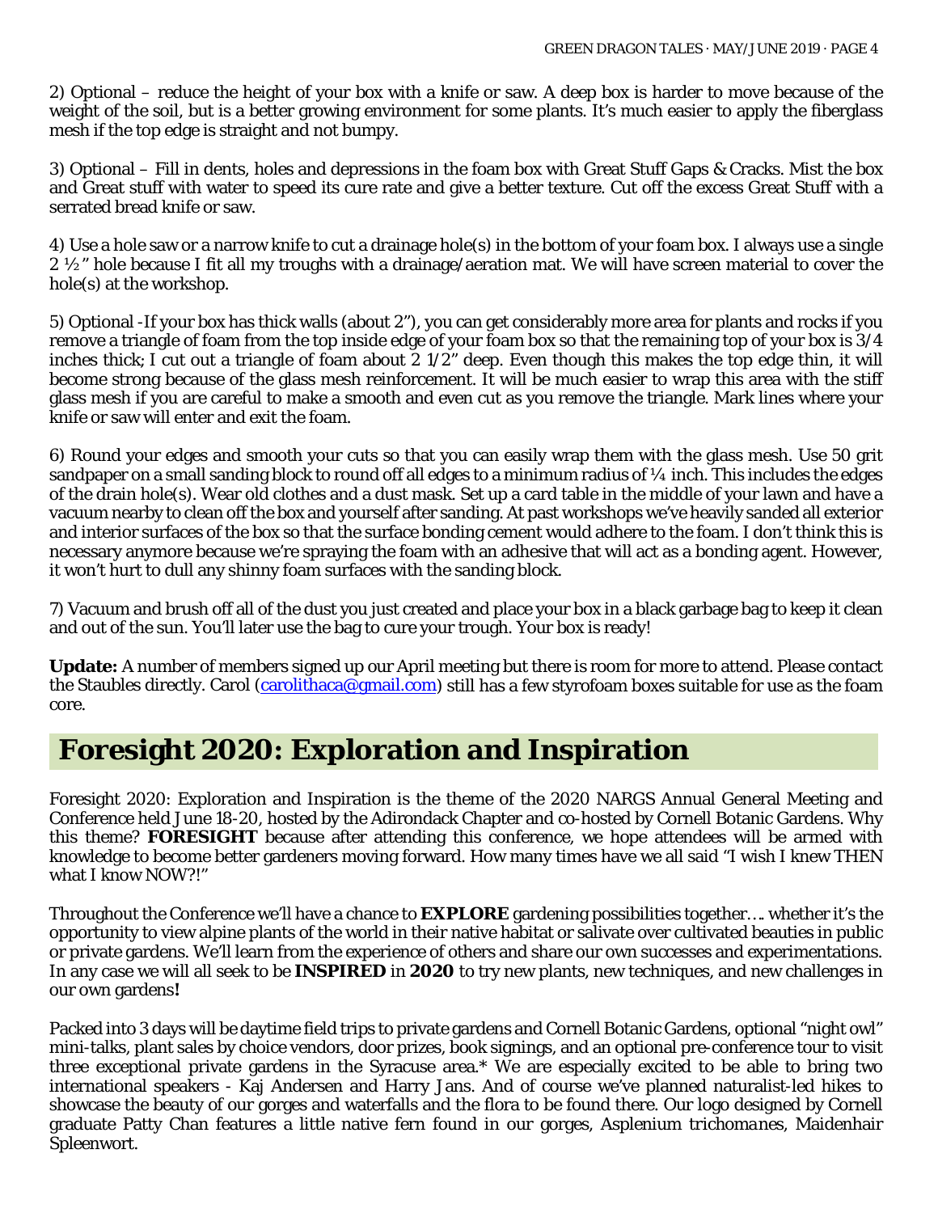2) Optional – reduce the height of your box with a knife or saw. A deep box is harder to move because of the weight of the soil, but is a better growing environment for some plants. It's much easier to apply the fiberglass mesh if the top edge is straight and not bumpy.

3) Optional – Fill in dents, holes and depressions in the foam box with Great Stuff Gaps & Cracks. Mist the box and Great stuff with water to speed its cure rate and give a better texture. Cut off the excess Great Stuff with a serrated bread knife or saw.

4) Use a hole saw or a narrow knife to cut a drainage hole(s) in the bottom of your foam box. I always use a single 2 ½" hole because I fit all my troughs with a drainage/aeration mat. We will have screen material to cover the hole(s) at the workshop.

5) Optional -If your box has thick walls (about 2"), you can get considerably more area for plants and rocks if you remove a triangle of foam from the top inside edge of your foam box so that the remaining top of your box is 3/4 inches thick; I cut out a triangle of foam about 2 1/2" deep. Even though this makes the top edge thin, it will become strong because of the glass mesh reinforcement. It will be much easier to wrap this area with the stiff glass mesh if you are careful to make a smooth and even cut as you remove the triangle. Mark lines where your knife or saw will enter and exit the foam.

6) Round your edges and smooth your cuts so that you can easily wrap them with the glass mesh. Use 50 grit sandpaper on a small sanding block to round off all edges to a minimum radius of ¼ inch. This includes the edges of the drain hole(s). Wear old clothes and a dust mask. Set up a card table in the middle of your lawn and have a vacuum nearby to clean off the box and yourself after sanding. At past workshops we've heavily sanded all exterior and interior surfaces of the box so that the surface bonding cement would adhere to the foam. I don't think this is necessary anymore because we're spraying the foam with an adhesive that will act as a bonding agent. However, it won't hurt to dull any shinny foam surfaces with the sanding block.

7) Vacuum and brush off all of the dust you just created and place your box in a black garbage bag to keep it clean and out of the sun. You'll later use the bag to cure your trough. Your box is ready!

**Update:** A number of members signed up our April meeting but there is room for more to attend. Please contact the Staubles directly. Carol (carolithaca@gmail.com) still has a few styrofoam boxes suitable for use as the foam core.

## Foresight 2020: Exploration and Inspiration

Foresight 2020: Exploration and Inspiration is the theme of the 2020 NARGS Annual General Meeting and Conference held June 18-20, hosted by the Adirondack Chapter and co-hosted by Cornell Botanic Gardens. Why this theme? **FORESIGHT** because after attending this conference, we hope attendees will be armed with knowledge to become better gardeners moving forward. How many times have we all said "I wish I knew THEN what I know NOW?!"

Throughout the Conference we'll have a chance to **EXPLORE** gardening possibilities together…. whether it's the opportunity to view alpine plants of the world in their native habitat or salivate over cultivated beauties in public or private gardens. We'll learn from the experience of others and share our own successes and experimentations. In any case we will all seek to be **INSPIRED** in **2020** to try new plants, new techniques, and new challenges in our own gardens**!**

Packed into 3 days will be daytime field trips to private gardens and Cornell Botanic Gardens, optional "night owl" mini-talks, plant sales by choice vendors, door prizes, book signings, and an optional pre-conference tour to visit three exceptional private gardens in the Syracuse area.* We are especially excited to be able to bring two international speakers - Kaj Andersen and Harry Jans. And of course we've planned naturalist-led hikes to showcase the beauty of our gorges and waterfalls and the flora to be found there. Our logo designed by Cornell graduate Patty Chan features a little native fern found in our gorges, *Asplenium trichomanes*, Maidenhair Spleenwort.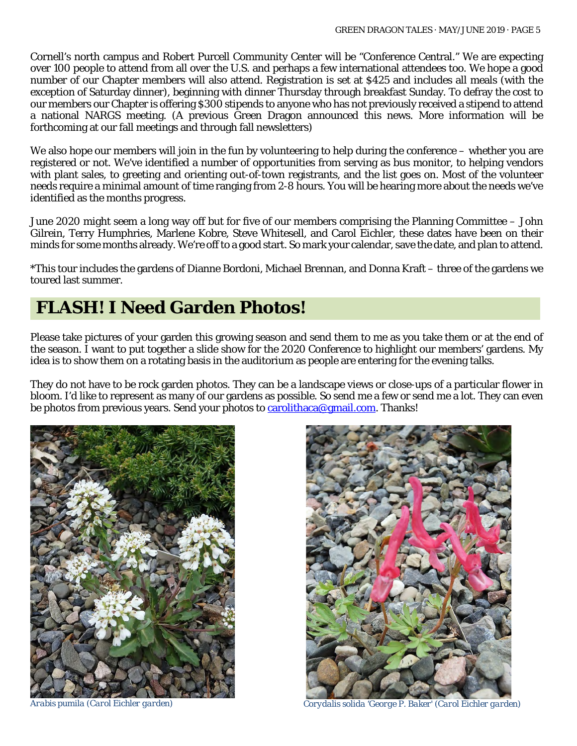Cornell's north campus and Robert Purcell Community Center will be "Conference Central." We are expecting over 100 people to attend from all over the U.S. and perhaps a few international attendees too. We hope a good number of our Chapter members will also attend. Registration is set at $425 and includes all meals (with the exception of Saturday dinner), beginning with dinner Thursday through breakfast Sunday. To defray the cost to our members our Chapter is offering $300 stipends to anyone who has not previously received a stipend to attend a national NARGS meeting. (A previous Green Dragon announced this news. More information will be forthcoming at our fall meetings and through fall newsletters)

We also hope our members will join in the fun by volunteering to help during the conference – whether you are registered or not. We've identified a number of opportunities from serving as bus monitor, to helping vendors with plant sales, to greeting and orienting out-of-town registrants, and the list goes on. Most of the volunteer needs require a minimal amount of time ranging from 2-8 hours. You will be hearing more about the needs we've identified as the months progress.

June 2020 might seem a long way off but for five of our members comprising the Planning Committee – John Gilrein, Terry Humphries, Marlene Kobre, Steve Whitesell, and Carol Eichler, these dates have been on their minds for some months already. We're off to a good start. So mark your calendar, save the date, and plan to attend.

*This tour includes the gardens of Dianne Bordoni, Michael Brennan, and Donna Kraft – three of the gardens we toured last summer.

## FLASH! I Need Garden Photos!

Please take pictures of your garden this growing season and send them to me as you take them or at the end of the season. I want to put together a slide show for the 2020 Conference to highlight our members' gardens. My idea is to show them on a rotating basis in the auditorium as people are entering for the evening talks.

They do not have to be rock garden photos. They can be a landscape views or close-ups of a particular flower in bloom. I'd like to represent as many of our gardens as possible. So send me a few or send me a lot. They can even be photos from previous years. Send your photos to carolithaca@gmail.com. Thanks!

*Arabis pumila (Carol Eichler garden)*

*Corydalis solida 'George P. Baker' (Carol Eichler garden)*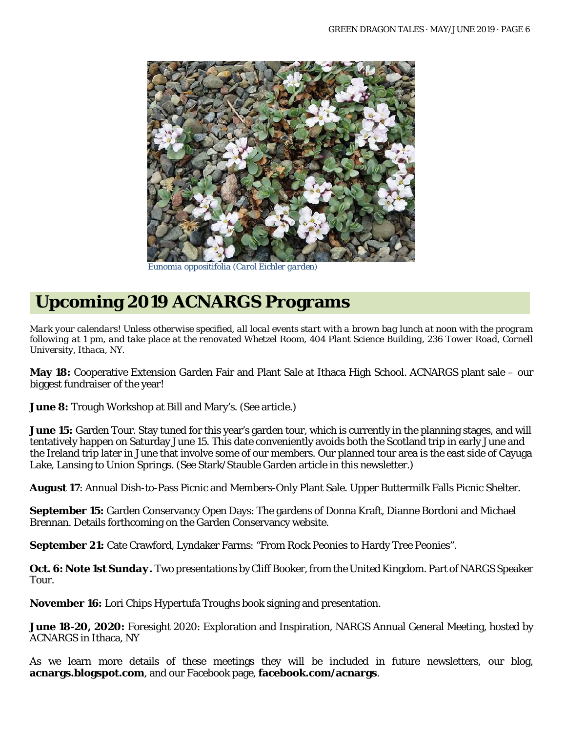*Eunomia oppositifolia (Carol Eichler garden)*

## Upcoming 2019 ACNARGS Programs

*Mark your calendars! Unless otherwise specified, all local events start with a brown bag lunch at noon with the program following at 1 pm, and take place at the renovated Whetzel Room, 404 Plant Science Building, 236 Tower Road, Cornell University, Ithaca, NY.*

**May 18:** Cooperative Extension Garden Fair and Plant Sale at Ithaca High School. ACNARGS plant sale – our biggest fundraiser of the year!

**June 8:** Trough Workshop at Bill and Mary's. (See article.)

**June 15:** Garden Tour. Stay tuned for this year's garden tour, which is currently in the planning stages, and will tentatively happen on Saturday June 15. This date conveniently avoids both the Scotland trip in early June and the Ireland trip later in June that involve some of our members. Our planned tour area is the east side of Cayuga Lake, Lansing to Union Springs. (See Stark/Stauble Garden article in this newsletter.)

**August 17**: Annual Dish-to-Pass Picnic and Members-Only Plant Sale. Upper Buttermilk Falls Picnic Shelter.

**September 15:** Garden Conservancy Open Days: The gardens of Donna Kraft, Dianne Bordoni and Michael Brennan. Details forthcoming on the Garden Conservancy website.

**September 21:** Cate Crawford, Lyndaker Farms: "From Rock Peonies to Hardy Tree Peonies".

**Oct. 6: Note 1st Sunday.** Two presentations by Cliff Booker, from the United Kingdom. Part of NARGS Speaker Tour.

**November 16:** Lori Chips Hypertufa Troughs book signing and presentation.

**June 18-20, 2020:** Foresight 2020: Exploration and Inspiration, NARGS Annual General Meeting, hosted by ACNARGS in Ithaca, NY

As we learn more details of these meetings they will be included in future newsletters, our blog, **acnargs.blogspot.com**, and our Facebook page, **facebook.com/acnargs**.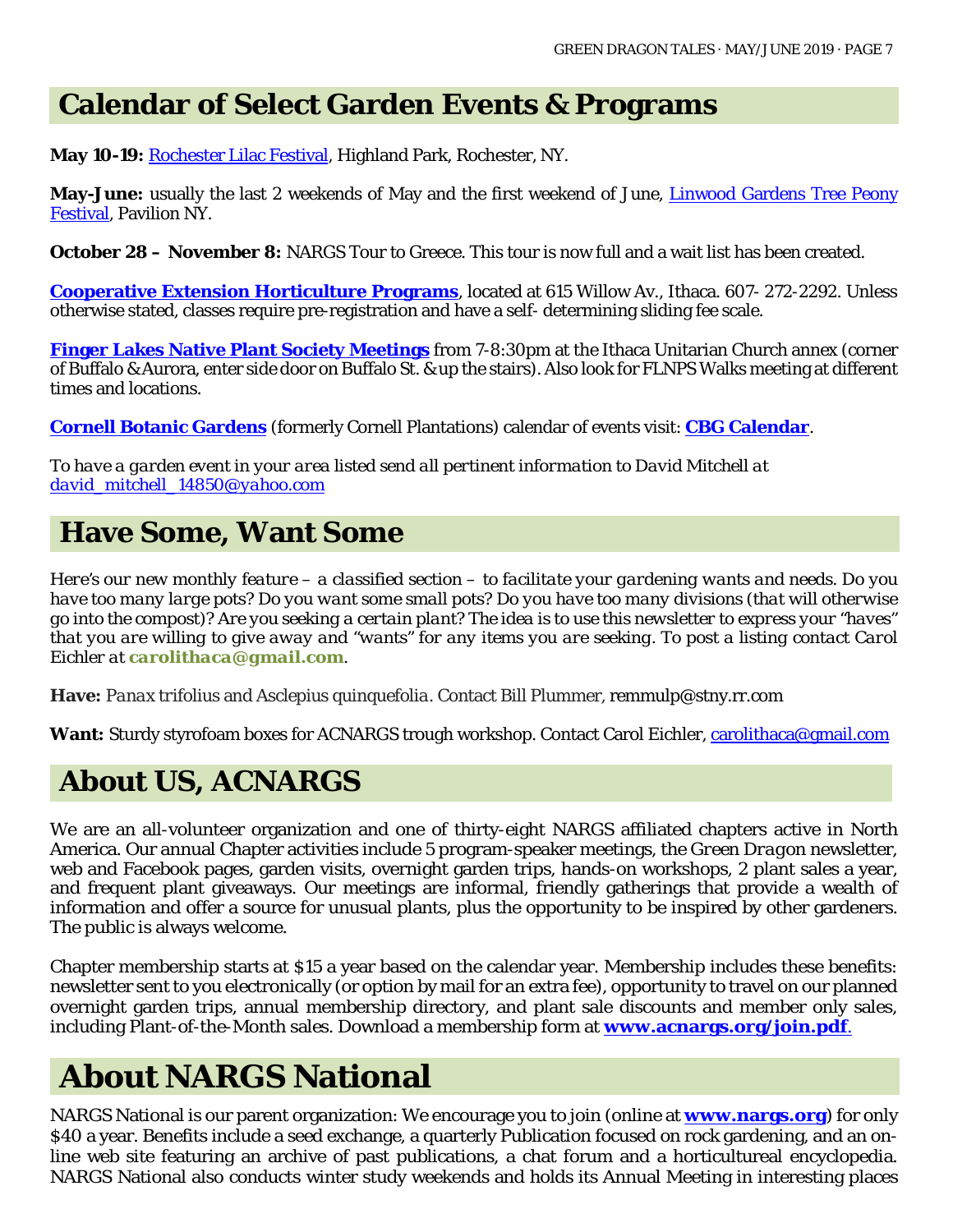## Calendar of Select Garden Events & Programs

**May 10-19:** Rochester Lilac Festival, Highland Park, Rochester, NY.

**May-June:** usually the last 2 weekends of May and the first weekend of June, Linwood Gardens Tree Peony Festival, Pavilion NY.

**October 28 – November 8:** NARGS Tour to Greece. This tour is now full and a wait list has been created.

**Cooperative Extension Horticulture Programs**, located at 615 Willow Av., Ithaca. 607- 272-2292. Unless otherwise stated, classes require pre-registration and have a self- determining sliding fee scale.

**Finger Lakes Native Plant Society Meetings** from 7-8:30pm at the Ithaca Unitarian Church annex (corner of Buffalo & Aurora, enter side door on Buffalo St. & up the stairs). Also look for FLNPS Walks meeting at different times and locations.

**Cornell Botanic Gardens** (formerly Cornell Plantations) calendar of events visit: **CBG Calendar**.

*To have a garden event in your area listed send all pertinent information to David Mitchell at david_mitchell_14850@yahoo.com*

## Have Some, Want Some

*Here's our new monthly feature – a classified section – to facilitate your gardening wants and needs. Do you have too many large pots? Do you want some small pots? Do you have too many divisions (that will otherwise go into the compost)? Are you seeking a certain plant? The idea is to use this newsletter to express your "haves" that you are willing to give away and "wants" for any items you are seeking. To post a listing contact Carol Eichler at* **carolithaca@gmail.com**.

**Have:** *Panax trifolius and Asclepius quinquefolia. Contact Bill Plummer,* remmulp@stny.rr.com

**Want:** Sturdy styrofoam boxes for ACNARGS trough workshop. Contact Carol Eichler, carolithaca@gmail.com

## About US, ACNARGS

We are an all-volunteer organization and one of thirty-eight NARGS affiliated chapters active in North America. Our annual Chapter activities include 5 program-speaker meetings, the *Green Dragon* newsletter, web and Facebook pages, garden visits, overnight garden trips, hands-on workshops, 2 plant sales a year, and frequent plant giveaways. Our meetings are informal, friendly gatherings that provide a wealth of information and offer a source for unusual plants, plus the opportunity to be inspired by other gardeners. The public is always welcome.

Chapter membership starts at $15 a year based on the calendar year. Membership includes these benefits: newsletter sent to you electronically (or option by mail for an extra fee), opportunity to travel on our planned overnight garden trips, annual membership directory, and plant sale discounts and member only sales, including Plant-of-the-Month sales. Download a membership form at **www.acnargs.org/join.pdf**.

## About NARGS National

NARGS National is our parent organization: We encourage you to join (online at **www.nargs.org**) for only $40 a year. Benefits include a seed exchange, a quarterly Publication focused on rock gardening, and an on-line web site featuring an archive of past publications, a chat forum and a horticultureal encyclopedia. NARGS National also conducts winter study weekends and holds its Annual Meeting in interesting places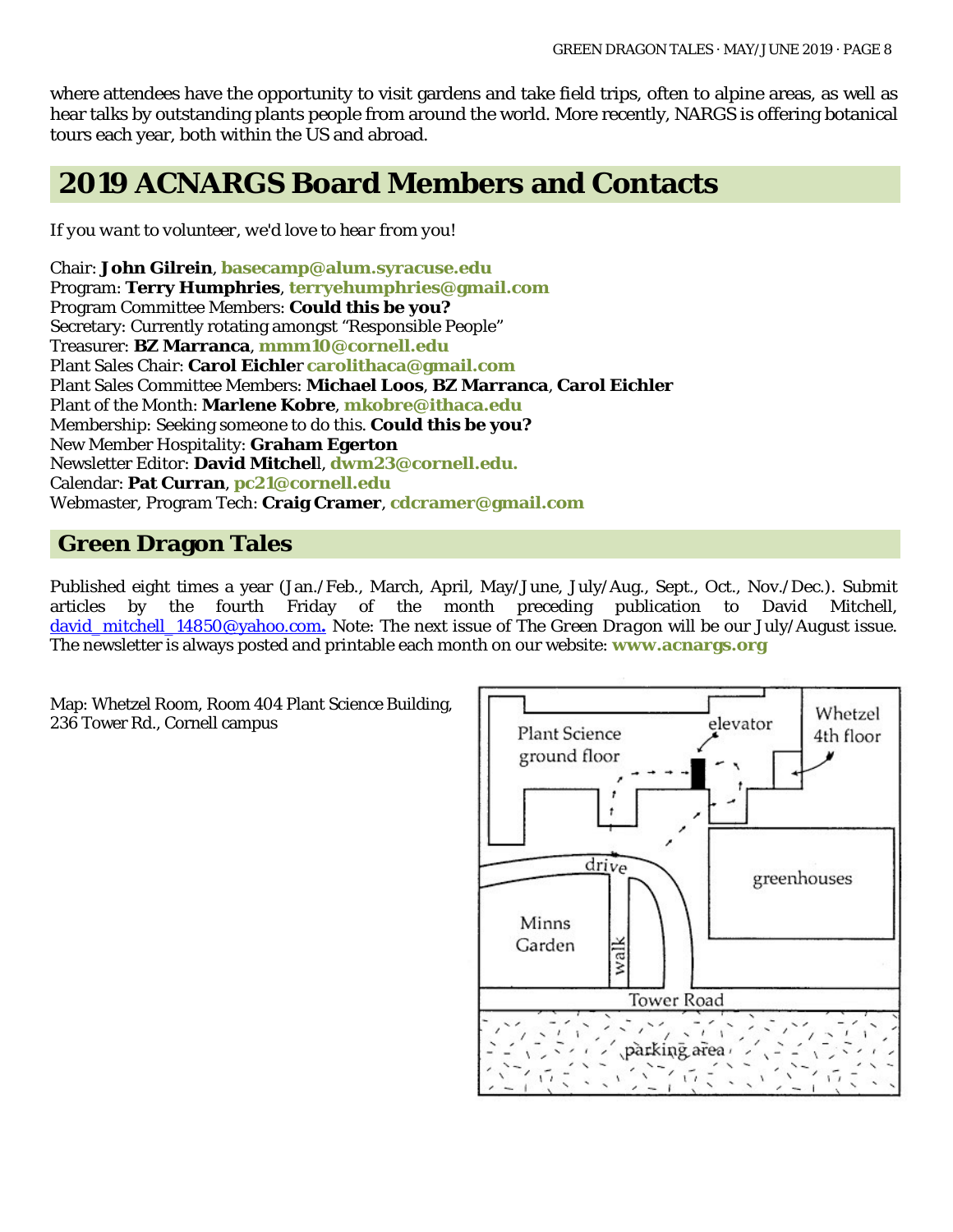where attendees have the opportunity to visit gardens and take field trips, often to alpine areas, as well as hear talks by outstanding plants people from around the world. More recently, NARGS is offering botanical tours each year, both within the US and abroad.

## 2019 ACNARGS Board Members and Contacts

*If you want to volunteer, we'd love to hear from you!*

Chair: **John Gilrein**, **basecamp@alum.syracuse.edu**
Program: **Terry Humphries**, **terryehumphries@gmail.com**
Program Committee Members: **Could this be you?**
Secretary: Currently rotating amongst "Responsible People"
Treasurer: **BZ Marranca**, **mmm10@cornell.edu**
Plant Sales Chair: **Carol Eichle**r **carolithaca@gmail.com**
Plant Sales Committee Members: **Michael Loos**, **BZ Marranca**, **Carol Eichler**
Plant of the Month: **Marlene Kobre**, **mkobre@ithaca.edu**
Membership: Seeking someone to do this. **Could this be you?**
New Member Hospitality: **Graham Egerton**
Newsletter Editor: **David Mitchel**l, **dwm23@cornell.edu.**
Calendar: **Pat Curran**, **pc21@cornell.edu**
Webmaster, Program Tech: **Craig Cramer**, **cdcramer@gmail.com**

### Green Dragon Tales

Published eight times a year (Jan./Feb., March, April, May/June, July/Aug., Sept., Oct., Nov./Dec.). Submit articles by the fourth Friday of the month preceding publication to David Mitchell, david_mitchell_14850@yahoo.com**.** Note: The next issue of *The Green Dragon* will be our July/August issue. The newsletter is always posted and printable each month on our website: **www.acnargs.org**

Map: Whetzel Room, Room 404 Plant Science Building, 236 Tower Rd., Cornell campus

Plant Science ground floor
elevator
Whetzel 4th floor
drive
greenhouses
Minns Garden
walk
Tower Road
parking area